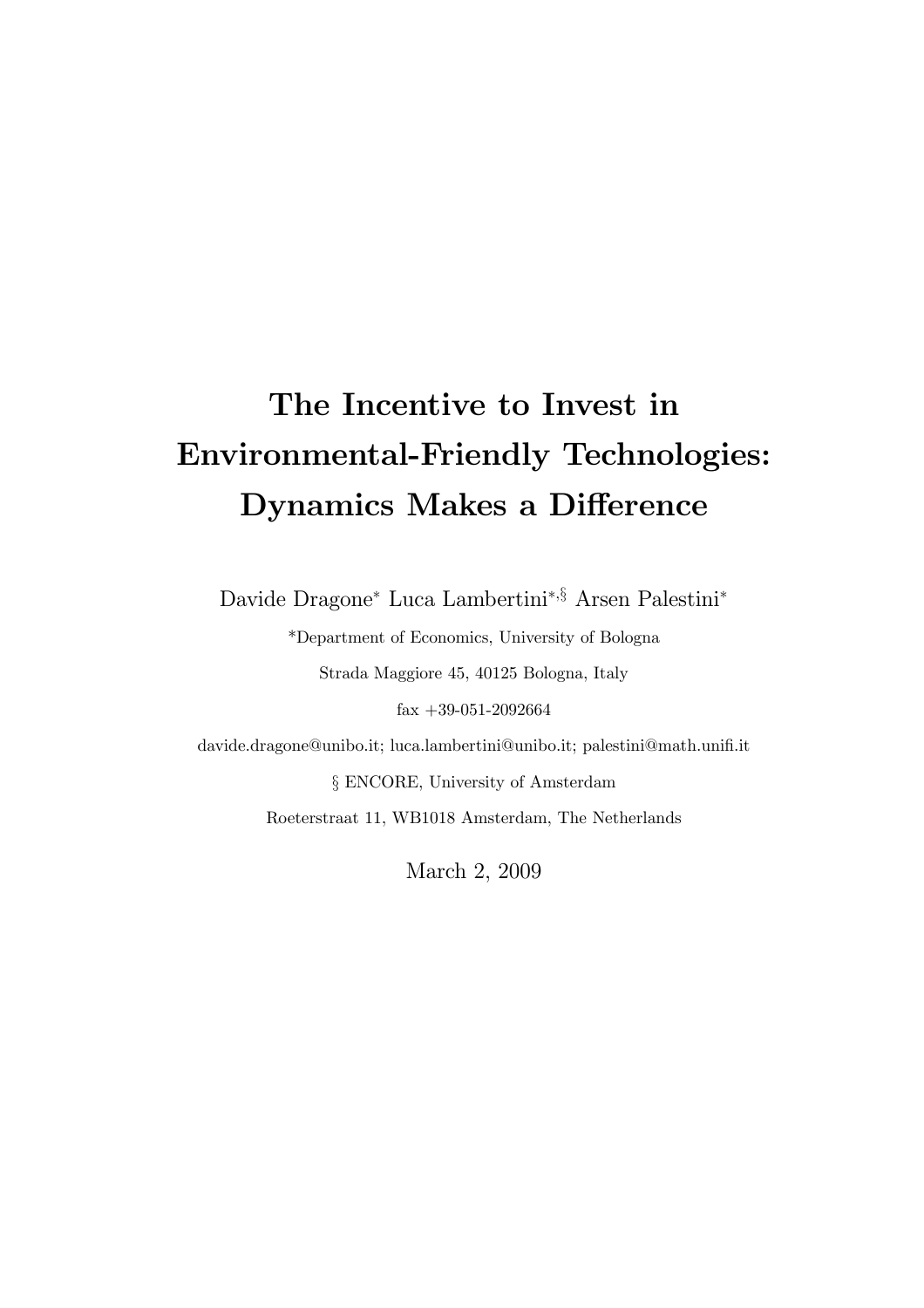# The Incentive to Invest in Environmental-Friendly Technologies: Dynamics Makes a Difference

Davide Dragone[*] Luca Lambertini[*,§] Arsen Palestini[*]

[*]Department of Economics, University of Bologna

Strada Maggiore 45, 40125 Bologna, Italy

fax +39-051-2092664

davide.dragone@unibo.it; luca.lambertini@unibo.it; palestini@math.unifi.it

§ ENCORE, University of Amsterdam

Roeterstraat 11, WB1018 Amsterdam, The Netherlands

March 2, 2009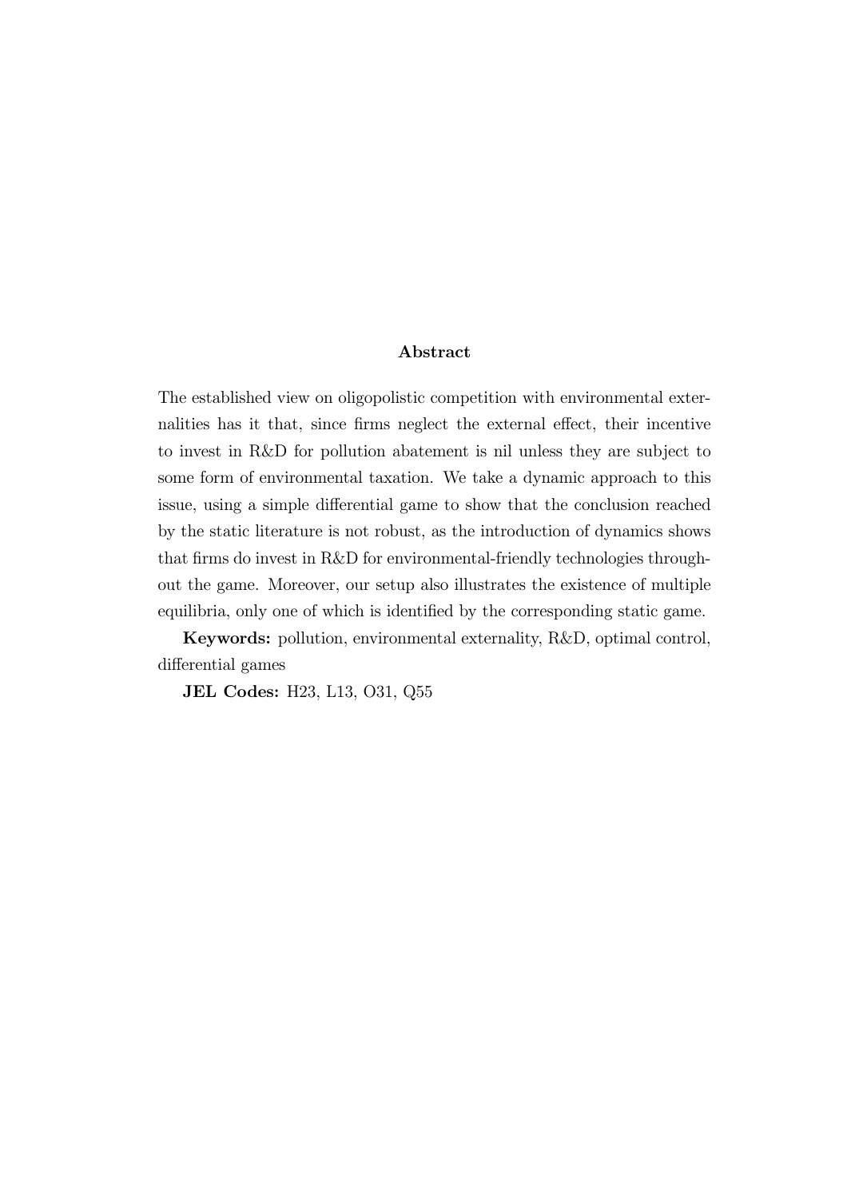## Abstract

The established view on oligopolistic competition with environmental externalities has it that, since firms neglect the external effect, their incentive to invest in R&D for pollution abatement is nil unless they are subject to some form of environmental taxation. We take a dynamic approach to this issue, using a simple differential game to show that the conclusion reached by the static literature is not robust, as the introduction of dynamics shows that firms do invest in R&D for environmental-friendly technologies throughout the game. Moreover, our setup also illustrates the existence of multiple equilibria, only one of which is identified by the corresponding static game.

**Keywords:** pollution, environmental externality, R&D, optimal control, differential games

**JEL Codes:** H23, L13, O31, Q55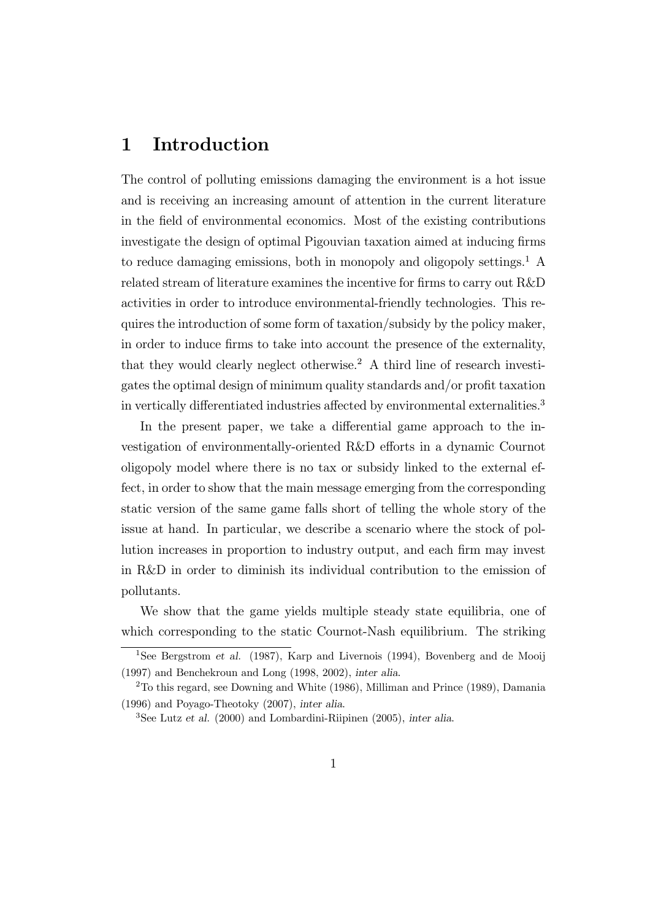# 1 Introduction

The control of polluting emissions damaging the environment is a hot issue and is receiving an increasing amount of attention in the current literature in the field of environmental economics. Most of the existing contributions investigate the design of optimal Pigouvian taxation aimed at inducing firms to reduce damaging emissions, both in monopoly and oligopoly settings.[1] A related stream of literature examines the incentive for firms to carry out R&D activities in order to introduce environmental-friendly technologies. This requires the introduction of some form of taxation/subsidy by the policy maker, in order to induce firms to take into account the presence of the externality, that they would clearly neglect otherwise.[2] A third line of research investigates the optimal design of minimum quality standards and/or profit taxation in vertically differentiated industries affected by environmental externalities.[3]

In the present paper, we take a differential game approach to the investigation of environmentally-oriented R&D efforts in a dynamic Cournot oligopoly model where there is no tax or subsidy linked to the external effect, in order to show that the main message emerging from the corresponding static version of the same game falls short of telling the whole story of the issue at hand. In particular, we describe a scenario where the stock of pollution increases in proportion to industry output, and each firm may invest in R&D in order to diminish its individual contribution to the emission of pollutants.

We show that the game yields multiple steady state equilibria, one of which corresponding to the static Cournot-Nash equilibrium. The striking

---

[1] See Bergstrom *et al.* (1987), Karp and Livernois (1994), Bovenberg and de Mooij (1997) and Benchekroun and Long (1998, 2002), *inter alia*.

[2] To this regard, see Downing and White (1986), Milliman and Prince (1989), Damania (1996) and Poyago-Theotoky (2007), *inter alia*.

[3] See Lutz *et al.* (2000) and Lombardini-Riipinen (2005), *inter alia*.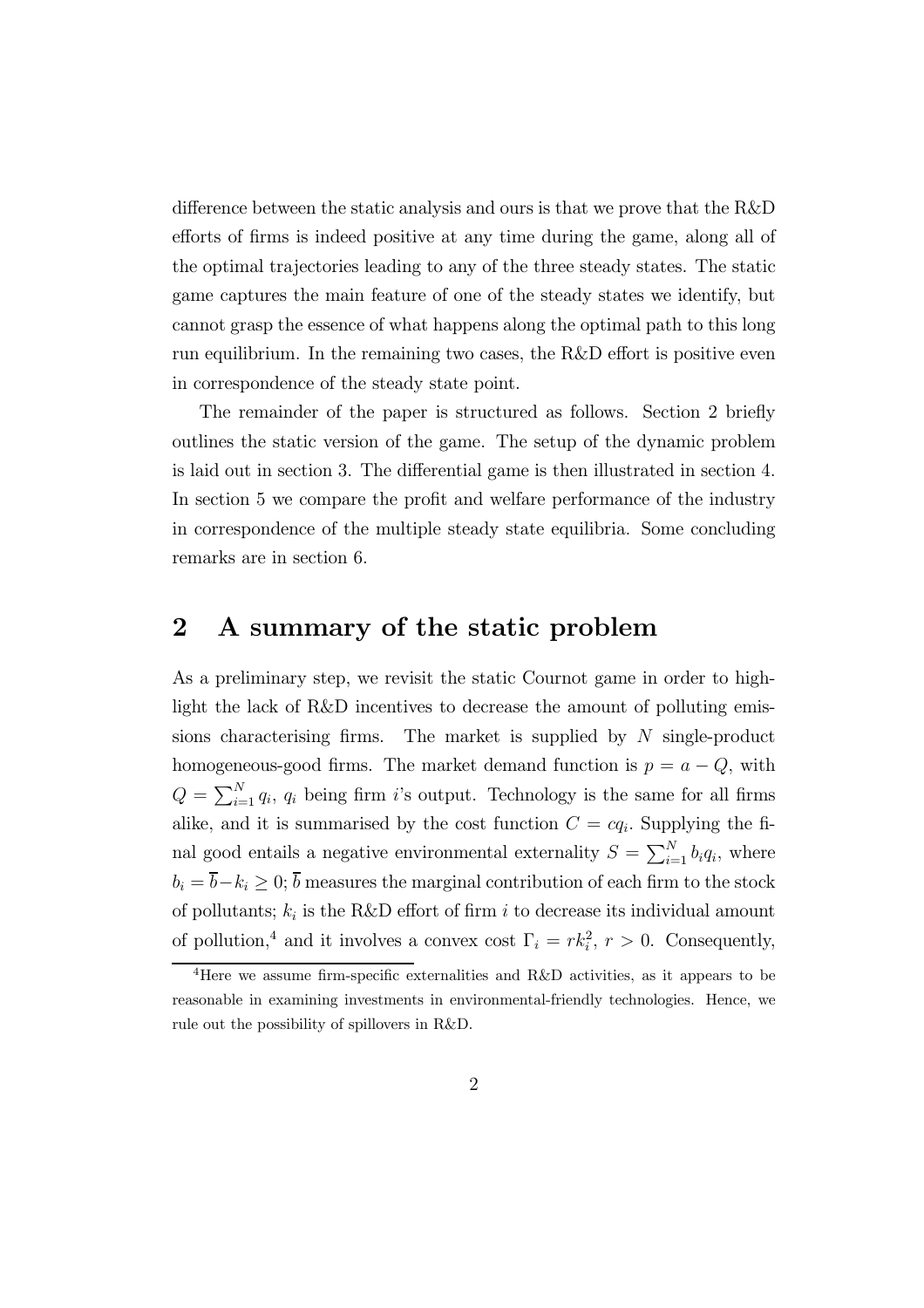difference between the static analysis and ours is that we prove that the R&D efforts of firms is indeed positive at any time during the game, along all of the optimal trajectories leading to any of the three steady states. The static game captures the main feature of one of the steady states we identify, but cannot grasp the essence of what happens along the optimal path to this long run equilibrium. In the remaining two cases, the R&D effort is positive even in correspondence of the steady state point.

The remainder of the paper is structured as follows. Section 2 briefly outlines the static version of the game. The setup of the dynamic problem is laid out in section 3. The differential game is then illustrated in section 4. In section 5 we compare the profit and welfare performance of the industry in correspondence of the multiple steady state equilibria. Some concluding remarks are in section 6.

## 2 A summary of the static problem

As a preliminary step, we revisit the static Cournot game in order to highlight the lack of R&D incentives to decrease the amount of polluting emissions characterising firms. The market is supplied by $N$ single-product homogeneous-good firms. The market demand function is $p = a - Q$, with $Q = \sum_{i=1}^{N} q_i$, $q_i$ being firm $i$'s output. Technology is the same for all firms alike, and it is summarised by the cost function $C = cq_i$. Supplying the final good entails a negative environmental externality $S = \sum_{i=1}^{N} b_i q_i$, where $b_i = \overline{b} - k_i \geq 0$; $\overline{b}$ measures the marginal contribution of each firm to the stock of pollutants; $k_i$ is the R&D effort of firm $i$ to decrease its individual amount of pollution,[4] and it involves a convex cost $\Gamma_i = rk_i^2$, $r > 0$. Consequently,

[4]Here we assume firm-specific externalities and R&D activities, as it appears to be reasonable in examining investments in environmental-friendly technologies. Hence, we rule out the possibility of spillovers in R&D.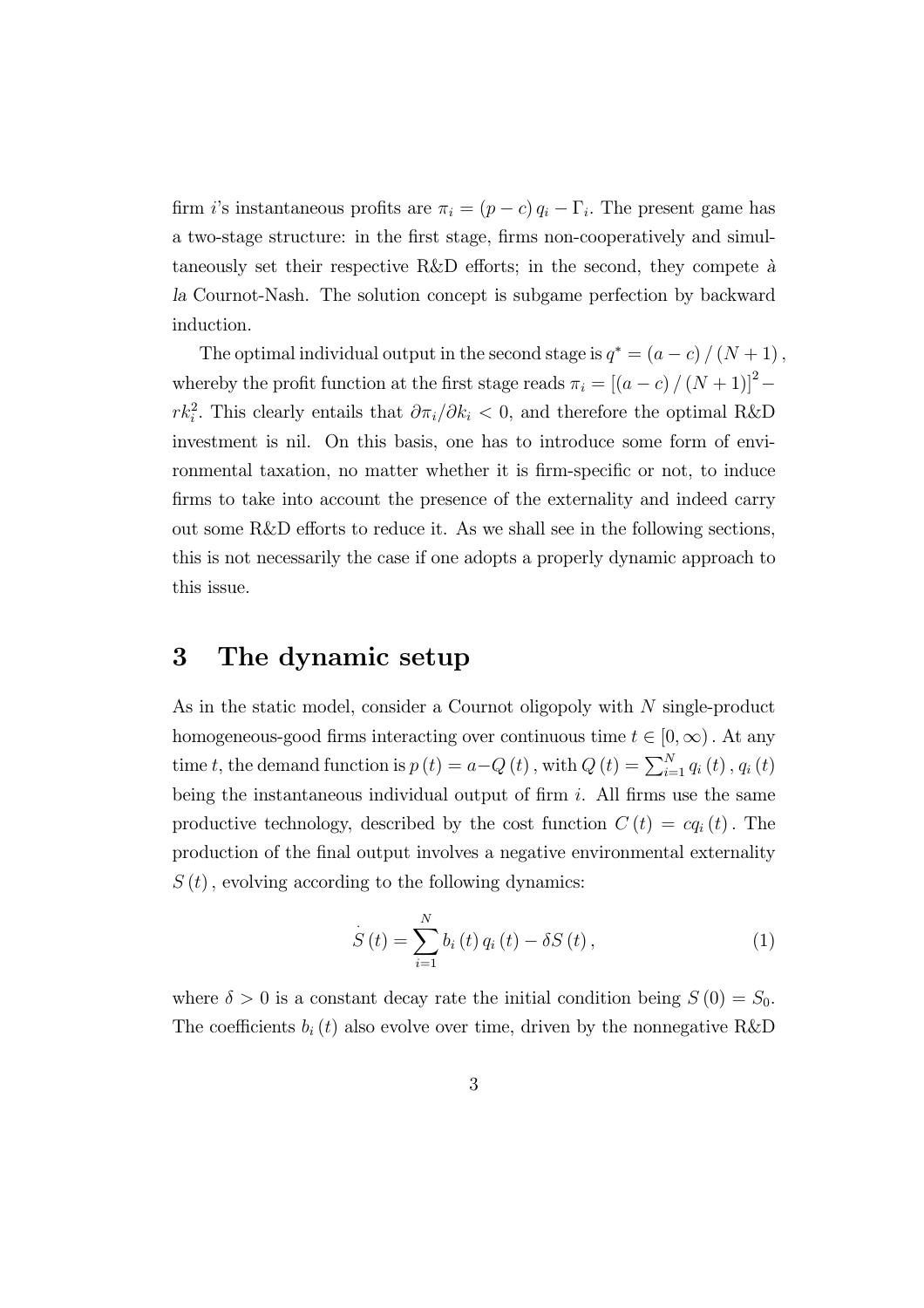firm $i$'s instantaneous profits are $\pi_i = (p - c) q_i - \Gamma_i$. The present game has a two-stage structure: in the first stage, firms non-cooperatively and simultaneously set their respective R&D efforts; in the second, they compete à la Cournot-Nash. The solution concept is subgame perfection by backward induction.

The optimal individual output in the second stage is $q^* = (a - c) / (N + 1)$, whereby the profit function at the first stage reads $\pi_i = [(a - c) / (N + 1)]^2 - rk_i^2$. This clearly entails that $\partial \pi_i / \partial k_i < 0$, and therefore the optimal R&D investment is nil. On this basis, one has to introduce some form of environmental taxation, no matter whether it is firm-specific or not, to induce firms to take into account the presence of the externality and indeed carry out some R&D efforts to reduce it. As we shall see in the following sections, this is not necessarily the case if one adopts a properly dynamic approach to this issue.

# 3 The dynamic setup

As in the static model, consider a Cournot oligopoly with $N$ single-product homogeneous-good firms interacting over continuous time $t \in [0, \infty)$. At any time $t$, the demand function is $p(t) = a - Q(t)$, with $Q(t) = \sum_{i=1}^{N} q_i(t)$, $q_i(t)$ being the instantaneous individual output of firm $i$. All firms use the same productive technology, described by the cost function $C(t) = cq_i(t)$. The production of the final output involves a negative environmental externality $S(t)$, evolving according to the following dynamics:

$$\dot{S}(t) = \sum_{i=1}^{N} b_i(t) q_i(t) - \delta S(t), \tag{1}$$

where $\delta > 0$ is a constant decay rate the initial condition being $S(0) = S_0$. The coefficients $b_i(t)$ also evolve over time, driven by the nonnegative R&D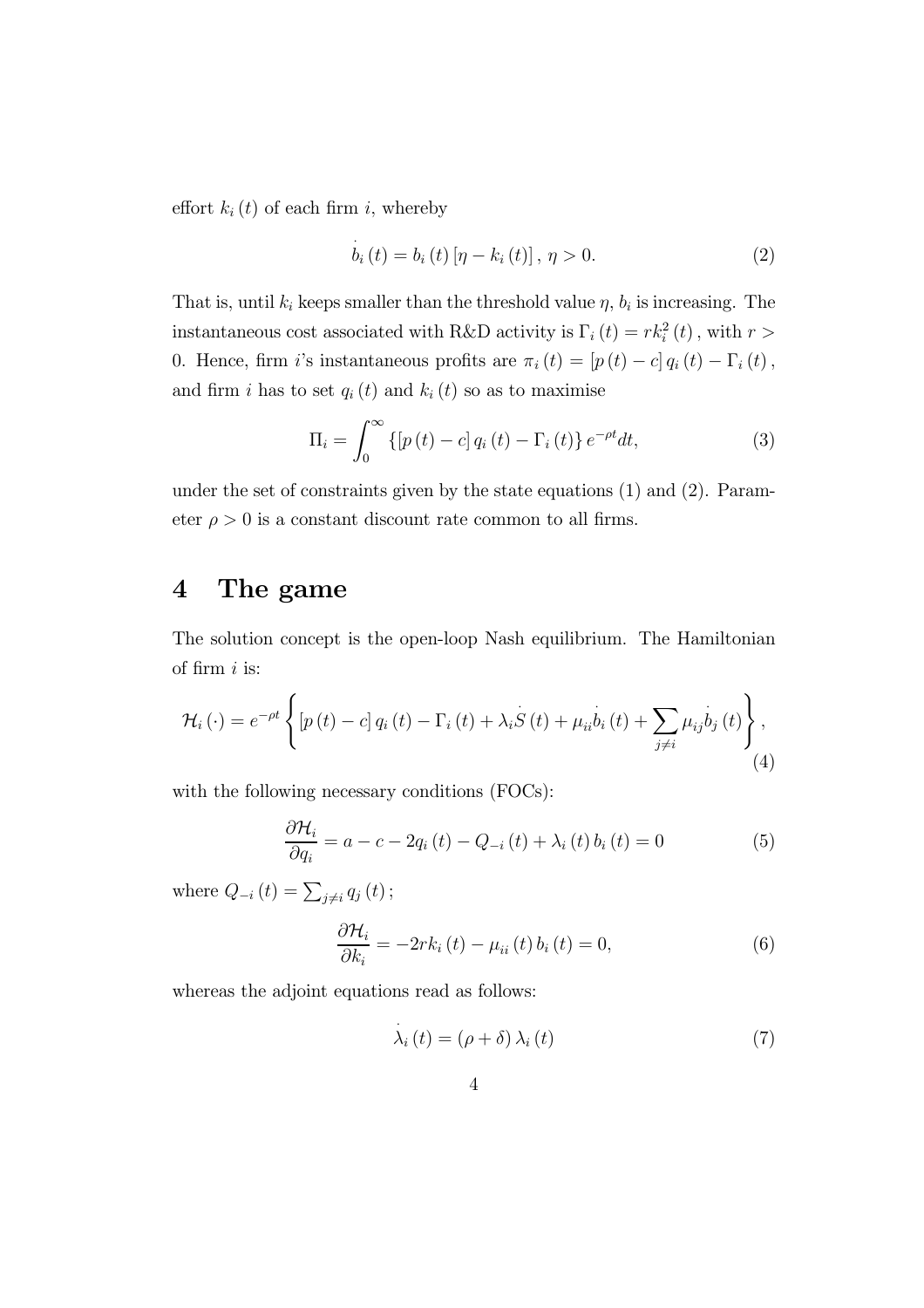effort $k_i(t)$ of each firm $i$, whereby

$$\dot{b}_i(t) = b_i(t)[\eta - k_i(t)], \; \eta > 0. \tag{2}$$

That is, until $k_i$ keeps smaller than the threshold value $\eta$, $b_i$ is increasing. The instantaneous cost associated with R&D activity is $\Gamma_i(t) = rk_i^2(t)$, with $r > 0$. Hence, firm $i$'s instantaneous profits are $\pi_i(t) = [p(t) - c]\, q_i(t) - \Gamma_i(t)$, and firm $i$ has to set $q_i(t)$ and $k_i(t)$ so as to maximise

$$\Pi_i = \int_0^{\infty} \{[p(t) - c]\, q_i(t) - \Gamma_i(t)\} e^{-\rho t} dt, \tag{3}$$

under the set of constraints given by the state equations (1) and (2). Parameter $\rho > 0$ is a constant discount rate common to all firms.

# 4 The game

The solution concept is the open-loop Nash equilibrium. The Hamiltonian of firm $i$ is:

$$\mathcal{H}_i(\cdot) = e^{-\rho t} \left\{ [p(t) - c]\, q_i(t) - \Gamma_i(t) + \lambda_i \dot{S}(t) + \mu_{ii} \dot{b}_i(t) + \sum_{j \neq i} \mu_{ij} \dot{b}_j(t) \right\}, \tag{4}$$

with the following necessary conditions (FOCs):

$$\frac{\partial \mathcal{H}_i}{\partial q_i} = a - c - 2q_i(t) - Q_{-i}(t) + \lambda_i(t)\, b_i(t) = 0 \tag{5}$$

where $Q_{-i}(t) = \sum_{j \neq i} q_j(t)$;

$$\frac{\partial \mathcal{H}_i}{\partial k_i} = -2rk_i(t) - \mu_{ii}(t)\, b_i(t) = 0, \tag{6}$$

whereas the adjoint equations read as follows:

$$\dot{\lambda}_i(t) = (\rho + \delta)\, \lambda_i(t) \tag{7}$$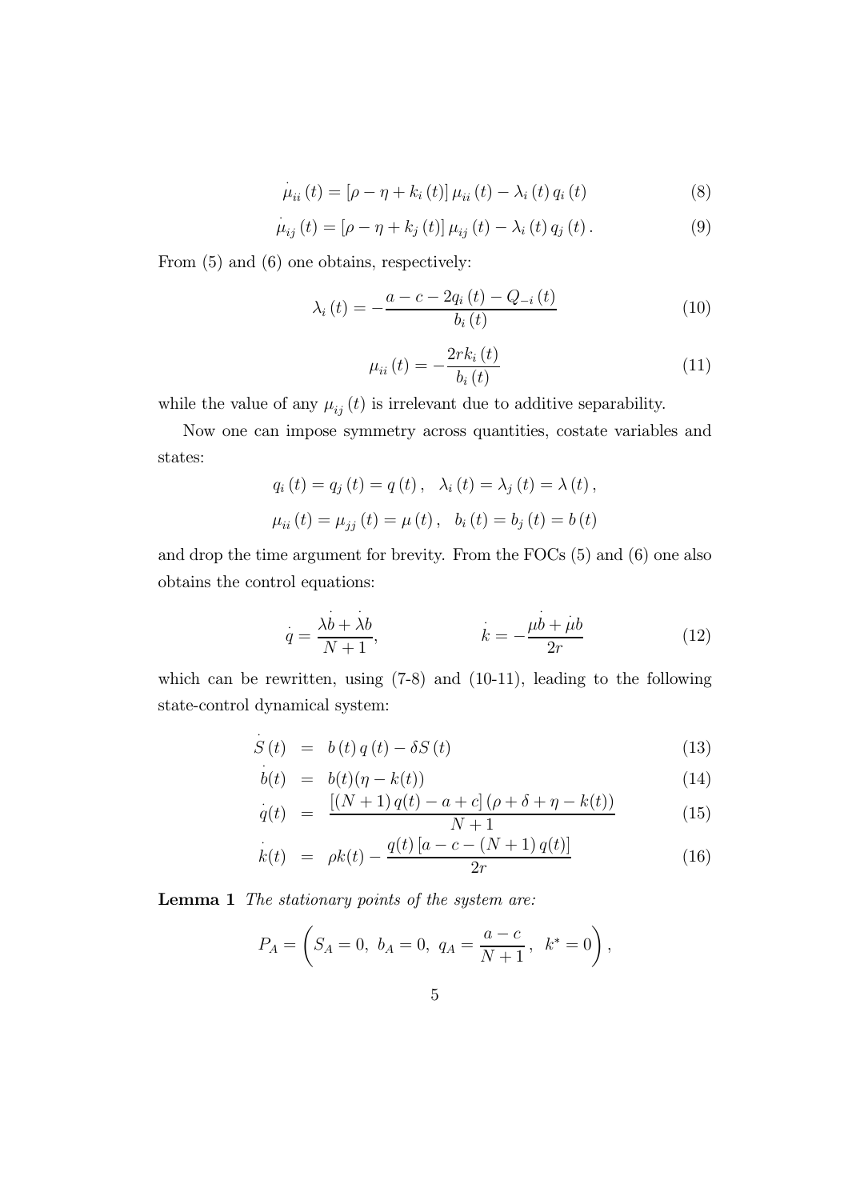$$\dot{\mu}_{ii}(t) = [\rho - \eta + k_i(t)]\,\mu_{ii}(t) - \lambda_i(t)\,q_i(t) \tag{8}$$

$$\dot{\mu}_{ij}(t) = [\rho - \eta + k_j(t)]\,\mu_{ij}(t) - \lambda_i(t)\,q_j(t)\,. \tag{9}$$

From (5) and (6) one obtains, respectively:

$$\lambda_i(t) = -\frac{a - c - 2q_i(t) - Q_{-i}(t)}{b_i(t)} \tag{10}$$

$$\mu_{ii}(t) = -\frac{2rk_i(t)}{b_i(t)} \tag{11}$$

while the value of any $\mu_{ij}(t)$ is irrelevant due to additive separability.

Now one can impose symmetry across quantities, costate variables and states:

$$q_i(t) = q_j(t) = q(t)\,, \quad \lambda_i(t) = \lambda_j(t) = \lambda(t)\,,$$

$$\mu_{ii}(t) = \mu_{jj}(t) = \mu(t)\,, \quad b_i(t) = b_j(t) = b(t)$$

and drop the time argument for brevity. From the FOCs (5) and (6) one also obtains the control equations:

$$\dot{q} = \frac{\lambda\dot{b} + \dot{\lambda}b}{N+1}, \qquad\qquad \dot{k} = -\frac{\mu\dot{b} + \dot{\mu}b}{2r} \tag{12}$$

which can be rewritten, using (7-8) and (10-11), leading to the following state-control dynamical system:

$$\dot{S}(t) = b(t)\,q(t) - \delta S(t) \tag{13}$$

$$\dot{b}(t) = b(t)(\eta - k(t)) \tag{14}$$

$$\dot{q}(t) = \frac{[(N+1)\,q(t) - a + c]\,(\rho + \delta + \eta - k(t))}{N+1} \tag{15}$$

$$\dot{k}(t) = \rho k(t) - \frac{q(t)\,[a - c - (N+1)\,q(t)]}{2r} \tag{16}$$

**Lemma 1** *The stationary points of the system are:*

$$P_A = \left(S_A = 0,\ b_A = 0,\ q_A = \frac{a-c}{N+1}\,,\ \ k^* = 0\right),$$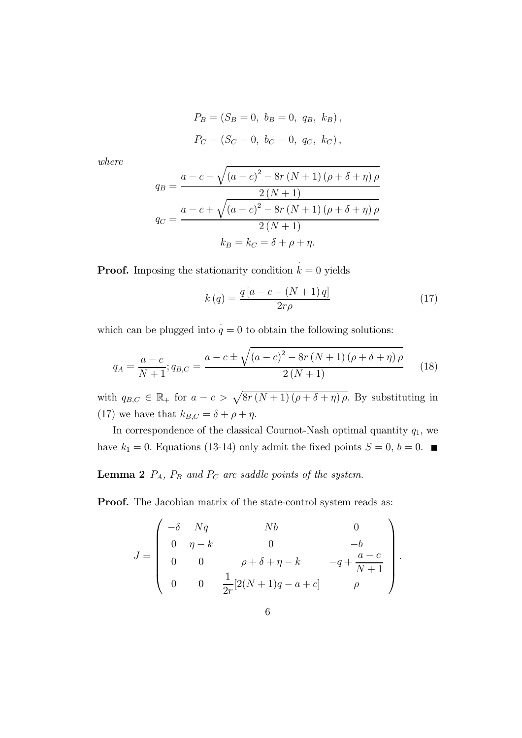$$P_B = (S_B = 0,\ b_B = 0,\ q_B,\ k_B),$$

$$P_C = (S_C = 0,\ b_C = 0,\ q_C,\ k_C),$$

*where*

$$q_B = \frac{a - c - \sqrt{(a-c)^2 - 8r(N+1)(\rho+\delta+\eta)\rho}}{2(N+1)}$$

$$q_C = \frac{a - c + \sqrt{(a-c)^2 - 8r(N+1)(\rho+\delta+\eta)\rho}}{2(N+1)}$$

$$k_B = k_C = \delta + \rho + \eta.$$

**Proof.** Imposing the stationarity condition $\dot{k} = 0$ yields

$$k(q) = \frac{q\left[a - c - (N+1)q\right]}{2r\rho} \tag{17}$$

which can be plugged into $\dot{q} = 0$ to obtain the following solutions:

$$q_A = \frac{a-c}{N+1}; q_{B,C} = \frac{a - c \pm \sqrt{(a-c)^2 - 8r(N+1)(\rho+\delta+\eta)\rho}}{2(N+1)} \tag{18}$$

with $q_{B,C} \in \mathbb{R}_+$ for $a - c > \sqrt{8r(N+1)(\rho+\delta+\eta)\rho}$. By substituting in (17) we have that $k_{B,C} = \delta + \rho + \eta$.

In correspondence of the classical Cournot-Nash optimal quantity $q_1$, we have $k_1 = 0$. Equations (13-14) only admit the fixed points $S = 0$, $b = 0$. ■

**Lemma 2** *$P_A$, $P_B$ and $P_C$ are saddle points of the system.*

**Proof.** The Jacobian matrix of the state-control system reads as:

$$J = \begin{pmatrix} -\delta & Nq & Nb & 0 \\ 0 & \eta - k & 0 & -b \\ 0 & 0 & \rho + \delta + \eta - k & -q + \dfrac{a-c}{N+1} \\ 0 & 0 & \dfrac{1}{2r}[2(N+1)q - a + c] & \rho \end{pmatrix}.$$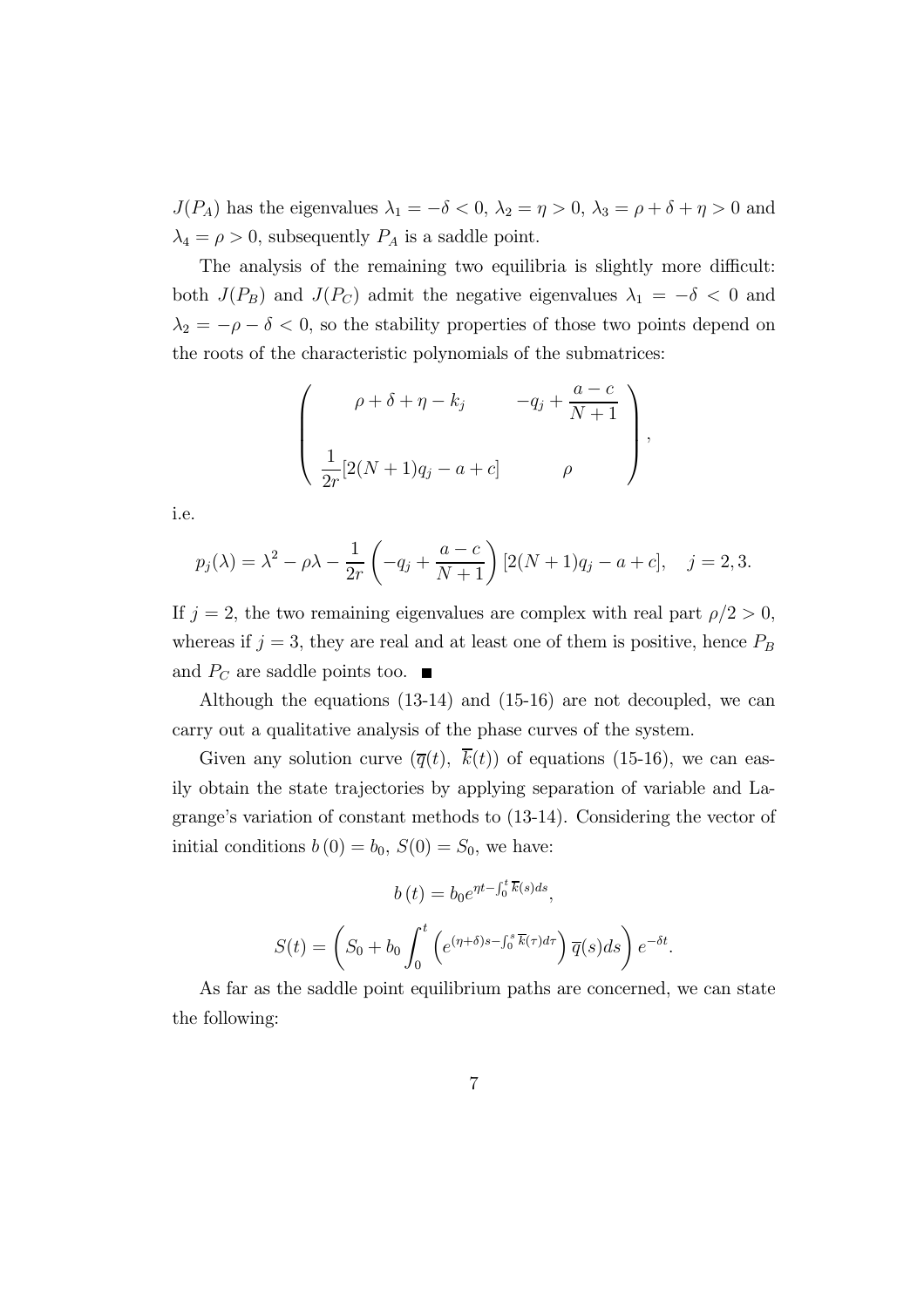$J(P_A)$ has the eigenvalues $\lambda_1 = -\delta < 0$, $\lambda_2 = \eta > 0$, $\lambda_3 = \rho + \delta + \eta > 0$ and $\lambda_4 = \rho > 0$, subsequently $P_A$ is a saddle point.

The analysis of the remaining two equilibria is slightly more difficult: both $J(P_B)$ and $J(P_C)$ admit the negative eigenvalues $\lambda_1 = -\delta < 0$ and $\lambda_2 = -\rho - \delta < 0$, so the stability properties of those two points depend on the roots of the characteristic polynomials of the submatrices:

$$\begin{pmatrix} \rho + \delta + \eta - k_j & -q_j + \dfrac{a-c}{N+1} \\ \\ \dfrac{1}{2r}[2(N+1)q_j - a + c] & \rho \end{pmatrix},$$

i.e.

$$p_j(\lambda) = \lambda^2 - \rho\lambda - \frac{1}{2r}\left(-q_j + \frac{a-c}{N+1}\right)[2(N+1)q_j - a + c], \quad j = 2, 3.$$

If $j = 2$, the two remaining eigenvalues are complex with real part $\rho/2 > 0$, whereas if $j = 3$, they are real and at least one of them is positive, hence $P_B$ and $P_C$ are saddle points too. ■

Although the equations (13-14) and (15-16) are not decoupled, we can carry out a qualitative analysis of the phase curves of the system.

Given any solution curve $(\overline{q}(t),\ \overline{k}(t))$ of equations (15-16), we can easily obtain the state trajectories by applying separation of variable and Lagrange's variation of constant methods to (13-14). Considering the vector of initial conditions $b(0) = b_0$, $S(0) = S_0$, we have:

$$b(t) = b_0 e^{\eta t - \int_0^t \overline{k}(s)ds},$$

$$S(t) = \left(S_0 + b_0 \int_0^t \left(e^{(\eta+\delta)s - \int_0^s \overline{k}(\tau)d\tau}\right) \overline{q}(s)ds\right) e^{-\delta t}.$$

As far as the saddle point equilibrium paths are concerned, we can state the following: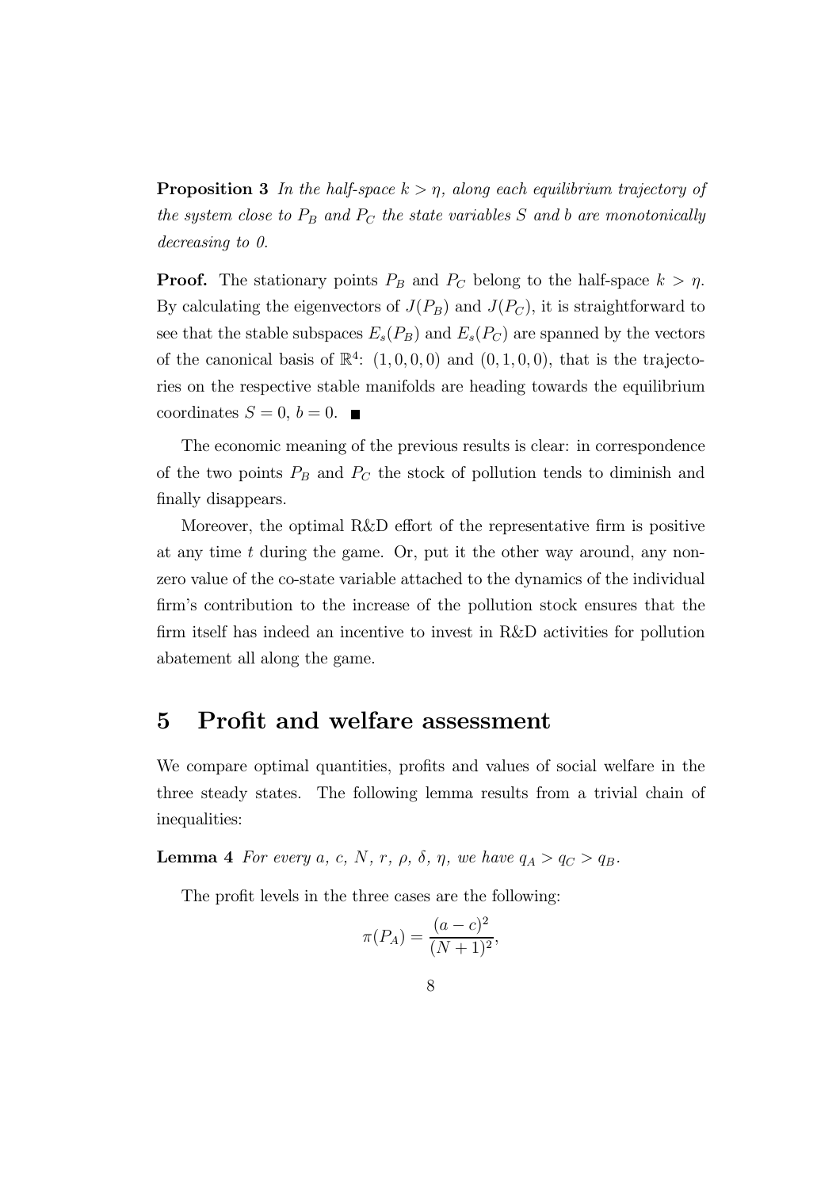**Proposition 3** *In the half-space $k > \eta$, along each equilibrium trajectory of the system close to $P_B$ and $P_C$ the state variables $S$ and $b$ are monotonically decreasing to 0.*

**Proof.** The stationary points $P_B$ and $P_C$ belong to the half-space $k > \eta$. By calculating the eigenvectors of $J(P_B)$ and $J(P_C)$, it is straightforward to see that the stable subspaces $E_s(P_B)$ and $E_s(P_C)$ are spanned by the vectors of the canonical basis of $\mathbb{R}^4$: $(1, 0, 0, 0)$ and $(0, 1, 0, 0)$, that is the trajectories on the respective stable manifolds are heading towards the equilibrium coordinates $S = 0$, $b = 0$. ■

The economic meaning of the previous results is clear: in correspondence of the two points $P_B$ and $P_C$ the stock of pollution tends to diminish and finally disappears.

Moreover, the optimal R&D effort of the representative firm is positive at any time $t$ during the game. Or, put it the other way around, any non-zero value of the co-state variable attached to the dynamics of the individual firm's contribution to the increase of the pollution stock ensures that the firm itself has indeed an incentive to invest in R&D activities for pollution abatement all along the game.

## 5 Profit and welfare assessment

We compare optimal quantities, profits and values of social welfare in the three steady states. The following lemma results from a trivial chain of inequalities:

**Lemma 4** *For every $a$, $c$, $N$, $r$, $\rho$, $\delta$, $\eta$, we have $q_A > q_C > q_B$.*

The profit levels in the three cases are the following:

$$\pi(P_A) = \frac{(a-c)^2}{(N+1)^2},$$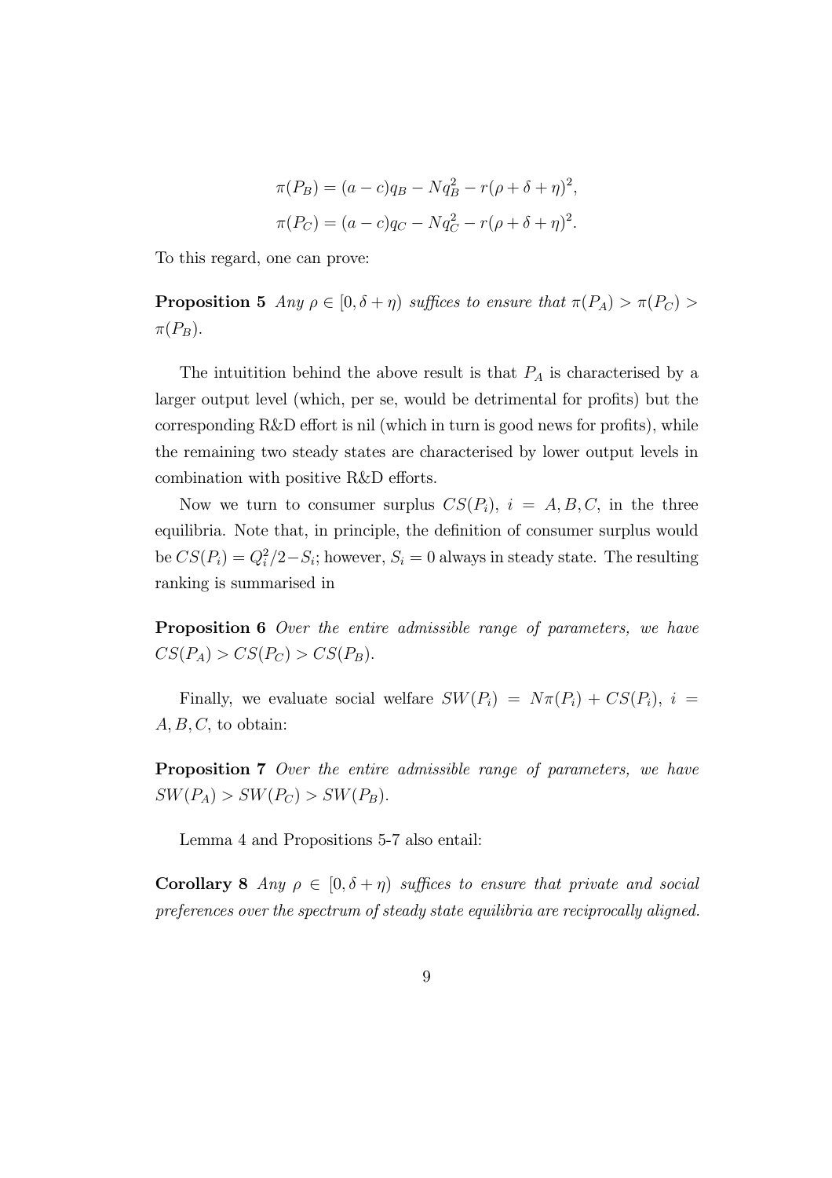$$\pi(P_B) = (a - c)q_B - Nq_B^2 - r(\rho + \delta + \eta)^2,$$

$$\pi(P_C) = (a - c)q_C - Nq_C^2 - r(\rho + \delta + \eta)^2.$$

To this regard, one can prove:

**Proposition 5** *Any $\rho \in [0, \delta + \eta)$ suffices to ensure that $\pi(P_A) > \pi(P_C) > \pi(P_B)$.*

The intuitition behind the above result is that $P_A$ is characterised by a larger output level (which, per se, would be detrimental for profits) but the corresponding R&D effort is nil (which in turn is good news for profits), while the remaining two steady states are characterised by lower output levels in combination with positive R&D efforts.

Now we turn to consumer surplus $CS(P_i)$, $i = A, B, C$, in the three equilibria. Note that, in principle, the definition of consumer surplus would be $CS(P_i) = Q_i^2/2 - S_i$; however, $S_i = 0$ always in steady state. The resulting ranking is summarised in

**Proposition 6** *Over the entire admissible range of parameters, we have $CS(P_A) > CS(P_C) > CS(P_B)$.*

Finally, we evaluate social welfare $SW(P_i) = N\pi(P_i) + CS(P_i)$, $i = A, B, C$, to obtain:

**Proposition 7** *Over the entire admissible range of parameters, we have $SW(P_A) > SW(P_C) > SW(P_B)$.*

Lemma 4 and Propositions 5-7 also entail:

**Corollary 8** *Any $\rho \in [0, \delta + \eta)$ suffices to ensure that private and social preferences over the spectrum of steady state equilibria are reciprocally aligned.*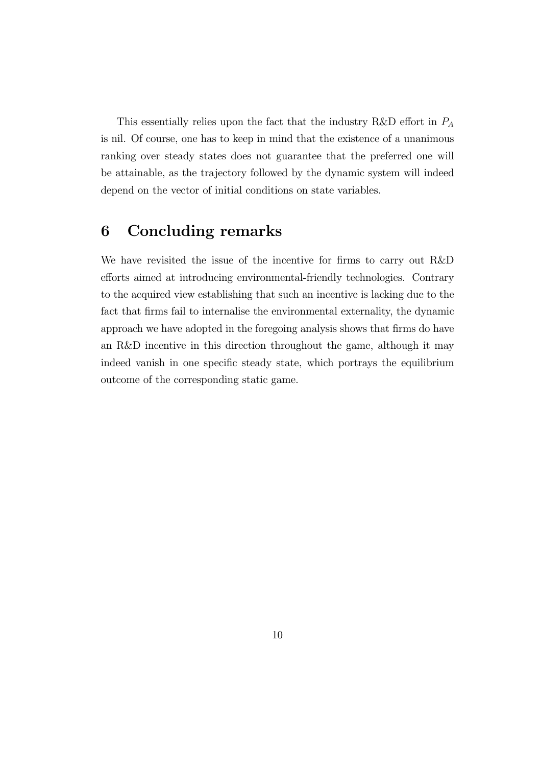This essentially relies upon the fact that the industry R&D effort in $P_A$ is nil. Of course, one has to keep in mind that the existence of a unanimous ranking over steady states does not guarantee that the preferred one will be attainable, as the trajectory followed by the dynamic system will indeed depend on the vector of initial conditions on state variables.

# 6 Concluding remarks

We have revisited the issue of the incentive for firms to carry out R&D efforts aimed at introducing environmental-friendly technologies. Contrary to the acquired view establishing that such an incentive is lacking due to the fact that firms fail to internalise the environmental externality, the dynamic approach we have adopted in the foregoing analysis shows that firms do have an R&D incentive in this direction throughout the game, although it may indeed vanish in one specific steady state, which portrays the equilibrium outcome of the corresponding static game.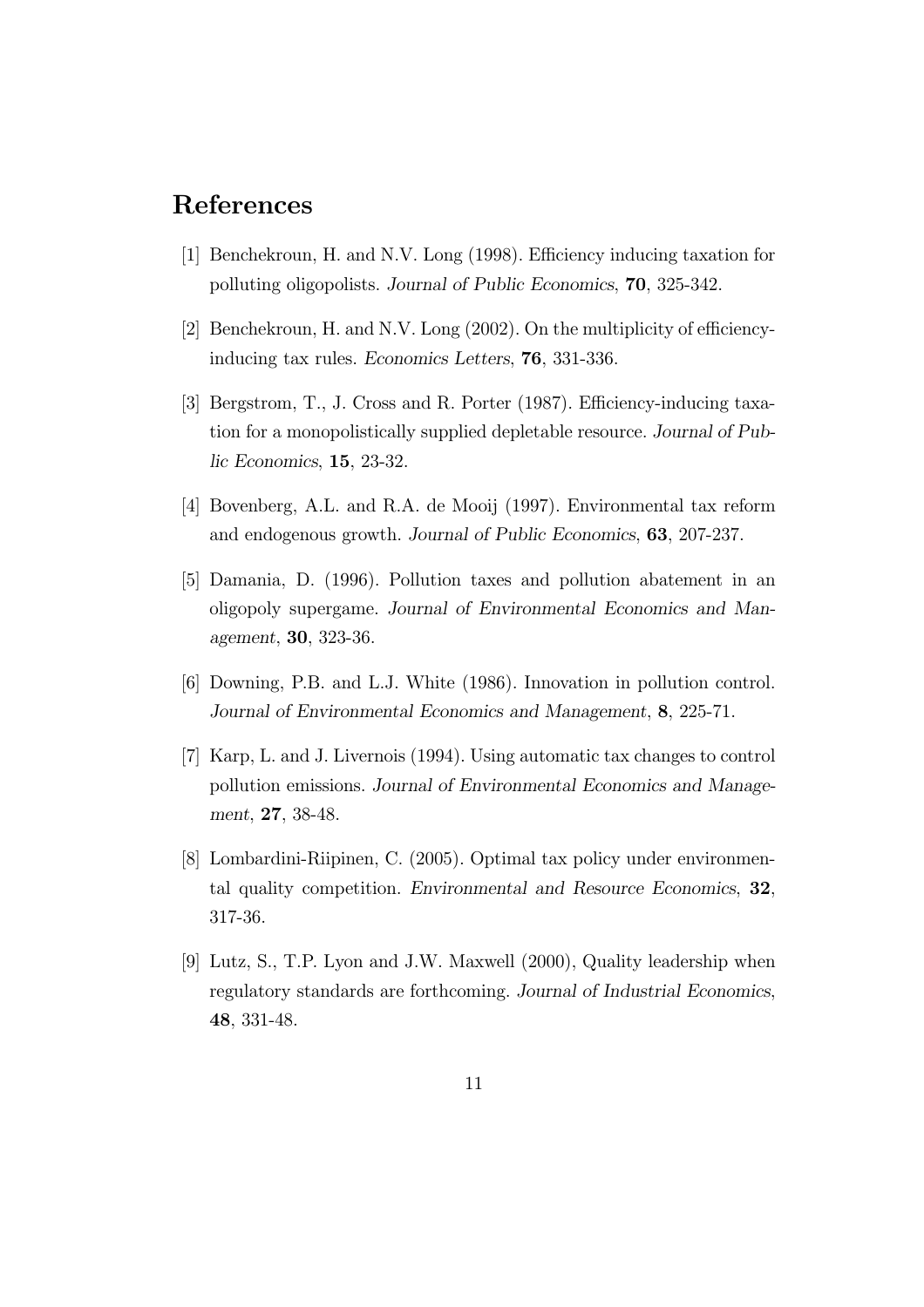## References

[1] Benchekroun, H. and N.V. Long (1998). Efficiency inducing taxation for polluting oligopolists. *Journal of Public Economics*, **70**, 325-342.

[2] Benchekroun, H. and N.V. Long (2002). On the multiplicity of efficiency-inducing tax rules. *Economics Letters*, **76**, 331-336.

[3] Bergstrom, T., J. Cross and R. Porter (1987). Efficiency-inducing taxation for a monopolistically supplied depletable resource. *Journal of Public Economics*, **15**, 23-32.

[4] Bovenberg, A.L. and R.A. de Mooij (1997). Environmental tax reform and endogenous growth. *Journal of Public Economics*, **63**, 207-237.

[5] Damania, D. (1996). Pollution taxes and pollution abatement in an oligopoly supergame. *Journal of Environmental Economics and Management*, **30**, 323-36.

[6] Downing, P.B. and L.J. White (1986). Innovation in pollution control. *Journal of Environmental Economics and Management*, **8**, 225-71.

[7] Karp, L. and J. Livernois (1994). Using automatic tax changes to control pollution emissions. *Journal of Environmental Economics and Management*, **27**, 38-48.

[8] Lombardini-Riipinen, C. (2005). Optimal tax policy under environmental quality competition. *Environmental and Resource Economics*, **32**, 317-36.

[9] Lutz, S., T.P. Lyon and J.W. Maxwell (2000), Quality leadership when regulatory standards are forthcoming. *Journal of Industrial Economics*, **48**, 331-48.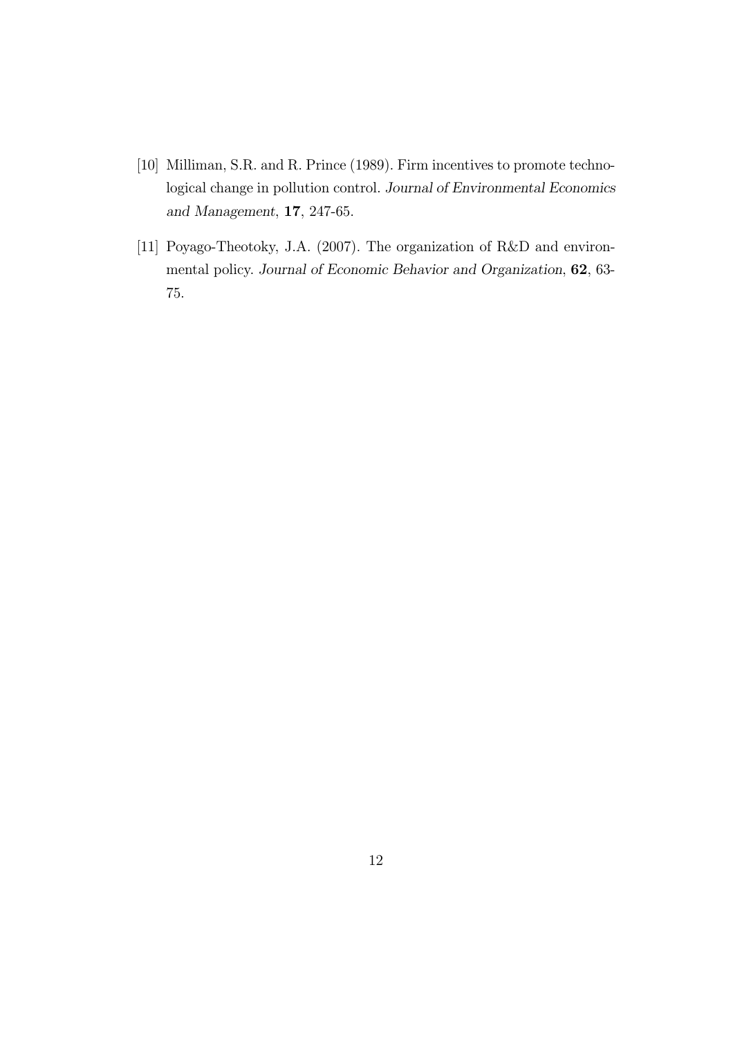[10] Milliman, S.R. and R. Prince (1989). Firm incentives to promote technological change in pollution control. *Journal of Environmental Economics and Management*, **17**, 247-65.

[11] Poyago-Theotoky, J.A. (2007). The organization of R&D and environmental policy. *Journal of Economic Behavior and Organization*, **62**, 63-75.